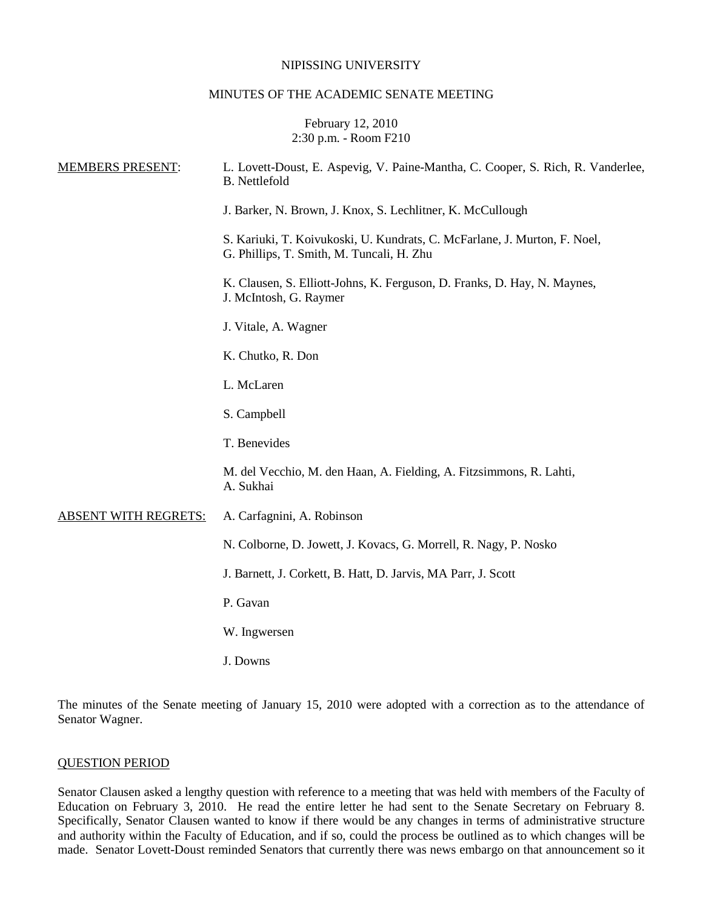NIPISSING UNIVERSITY

MINUTES OF THE ACADEMIC SENATE MEETING

February 12, 2010
2:30 p.m. - Room F210

MEMBERS PRESENT:

L. Lovett-Doust, E. Aspevig, V. Paine-Mantha, C. Cooper, S. Rich, R. Vanderlee, B. Nettlefold

J. Barker, N. Brown, J. Knox, S. Lechlitner, K. McCullough

S. Kariuki, T. Koivukoski, U. Kundrats, C. McFarlane, J. Murton, F. Noel, G. Phillips, T. Smith, M. Tuncali, H. Zhu

K. Clausen, S. Elliott-Johns, K. Ferguson, D. Franks, D. Hay, N. Maynes, J. McIntosh, G. Raymer

J. Vitale, A. Wagner

K. Chutko, R. Don

L. McLaren

S. Campbell

T. Benevides

M. del Vecchio, M. den Haan, A. Fielding, A. Fitzsimmons, R. Lahti, A. Sukhai

ABSENT WITH REGRETS:

A. Carfagnini, A. Robinson

N. Colborne, D. Jowett, J. Kovacs, G. Morrell, R. Nagy, P. Nosko

J. Barnett, J. Corkett, B. Hatt, D. Jarvis, MA Parr, J. Scott

P. Gavan

W. Ingwersen

J. Downs

The minutes of the Senate meeting of January 15, 2010 were adopted with a correction as to the attendance of Senator Wagner.

QUESTION PERIOD

Senator Clausen asked a lengthy question with reference to a meeting that was held with members of the Faculty of Education on February 3, 2010. He read the entire letter he had sent to the Senate Secretary on February 8. Specifically, Senator Clausen wanted to know if there would be any changes in terms of administrative structure and authority within the Faculty of Education, and if so, could the process be outlined as to which changes will be made. Senator Lovett-Doust reminded Senators that currently there was news embargo on that announcement so it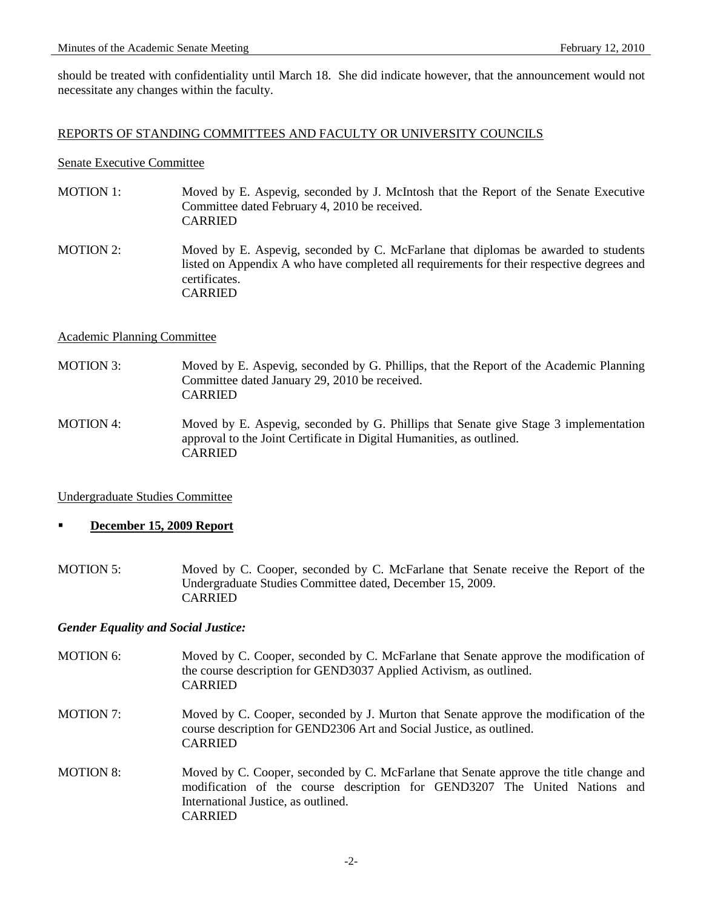should be treated with confidentiality until March 18. She did indicate however, that the announcement would not necessitate any changes within the faculty.

## REPORTS OF STANDING COMMITTEES AND FACULTY OR UNIVERSITY COUNCILS

### Senate Executive Committee

MOTION 1: Moved by E. Aspevig, seconded by J. McIntosh that the Report of the Senate Executive Committee dated February 4, 2010 be received.
CARRIED

MOTION 2: Moved by E. Aspevig, seconded by C. McFarlane that diplomas be awarded to students listed on Appendix A who have completed all requirements for their respective degrees and certificates.
CARRIED

### Academic Planning Committee

MOTION 3: Moved by E. Aspevig, seconded by G. Phillips, that the Report of the Academic Planning Committee dated January 29, 2010 be received.
CARRIED

MOTION 4: Moved by E. Aspevig, seconded by G. Phillips that Senate give Stage 3 implementation approval to the Joint Certificate in Digital Humanities, as outlined.
CARRIED

### Undergraduate Studies Committee

- **December 15, 2009 Report**

MOTION 5: Moved by C. Cooper, seconded by C. McFarlane that Senate receive the Report of the Undergraduate Studies Committee dated, December 15, 2009.
CARRIED

***Gender Equality and Social Justice:***

MOTION 6: Moved by C. Cooper, seconded by C. McFarlane that Senate approve the modification of the course description for GEND3037 Applied Activism, as outlined.
CARRIED

MOTION 7: Moved by C. Cooper, seconded by J. Murton that Senate approve the modification of the course description for GEND2306 Art and Social Justice, as outlined.
CARRIED

MOTION 8: Moved by C. Cooper, seconded by C. McFarlane that Senate approve the title change and modification of the course description for GEND3207 The United Nations and International Justice, as outlined.
CARRIED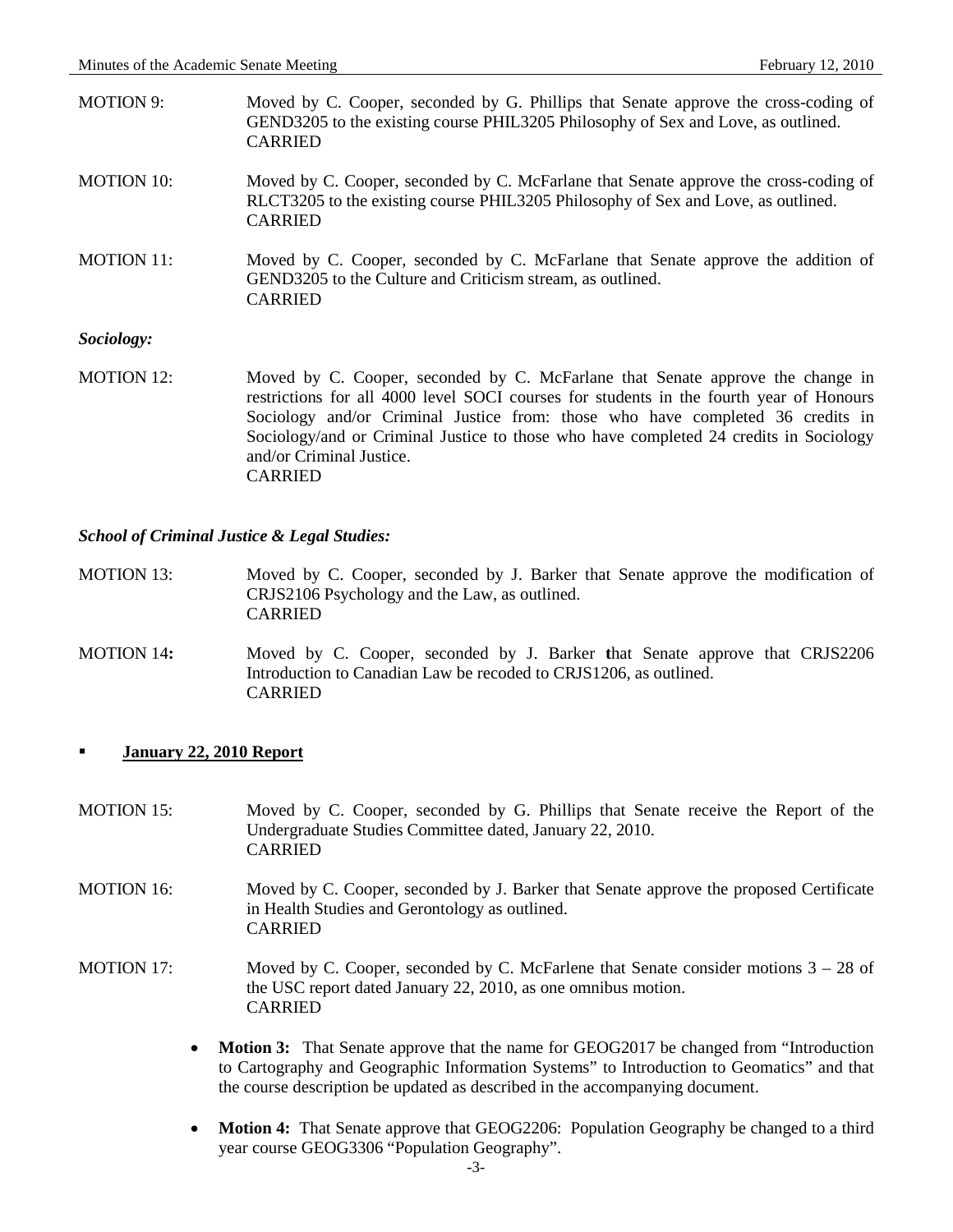MOTION 9: Moved by C. Cooper, seconded by G. Phillips that Senate approve the cross-coding of GEND3205 to the existing course PHIL3205 Philosophy of Sex and Love, as outlined.
CARRIED

MOTION 10: Moved by C. Cooper, seconded by C. McFarlane that Senate approve the cross-coding of RLCT3205 to the existing course PHIL3205 Philosophy of Sex and Love, as outlined.
CARRIED

MOTION 11: Moved by C. Cooper, seconded by C. McFarlane that Senate approve the addition of GEND3205 to the Culture and Criticism stream, as outlined.
CARRIED

***Sociology:***

MOTION 12: Moved by C. Cooper, seconded by C. McFarlane that Senate approve the change in restrictions for all 4000 level SOCI courses for students in the fourth year of Honours Sociology and/or Criminal Justice from: those who have completed 36 credits in Sociology/and or Criminal Justice to those who have completed 24 credits in Sociology and/or Criminal Justice.
CARRIED

***School of Criminal Justice & Legal Studies:***

MOTION 13: Moved by C. Cooper, seconded by J. Barker that Senate approve the modification of CRJS2106 Psychology and the Law, as outlined.
CARRIED

**MOTION 14:** Moved by C. Cooper, seconded by J. Barker that Senate approve that CRJS2206 Introduction to Canadian Law be recoded to CRJS1206, as outlined.
CARRIED

- **January 22, 2010 Report**

MOTION 15: Moved by C. Cooper, seconded by G. Phillips that Senate receive the Report of the Undergraduate Studies Committee dated, January 22, 2010.
CARRIED

MOTION 16: Moved by C. Cooper, seconded by J. Barker that Senate approve the proposed Certificate in Health Studies and Gerontology as outlined.
CARRIED

MOTION 17: Moved by C. Cooper, seconded by C. McFarlene that Senate consider motions 3 – 28 of the USC report dated January 22, 2010, as one omnibus motion.
CARRIED

- **Motion 3:** That Senate approve that the name for GEOG2017 be changed from "Introduction to Cartography and Geographic Information Systems" to Introduction to Geomatics" and that the course description be updated as described in the accompanying document.
- **Motion 4:** That Senate approve that GEOG2206: Population Geography be changed to a third year course GEOG3306 "Population Geography".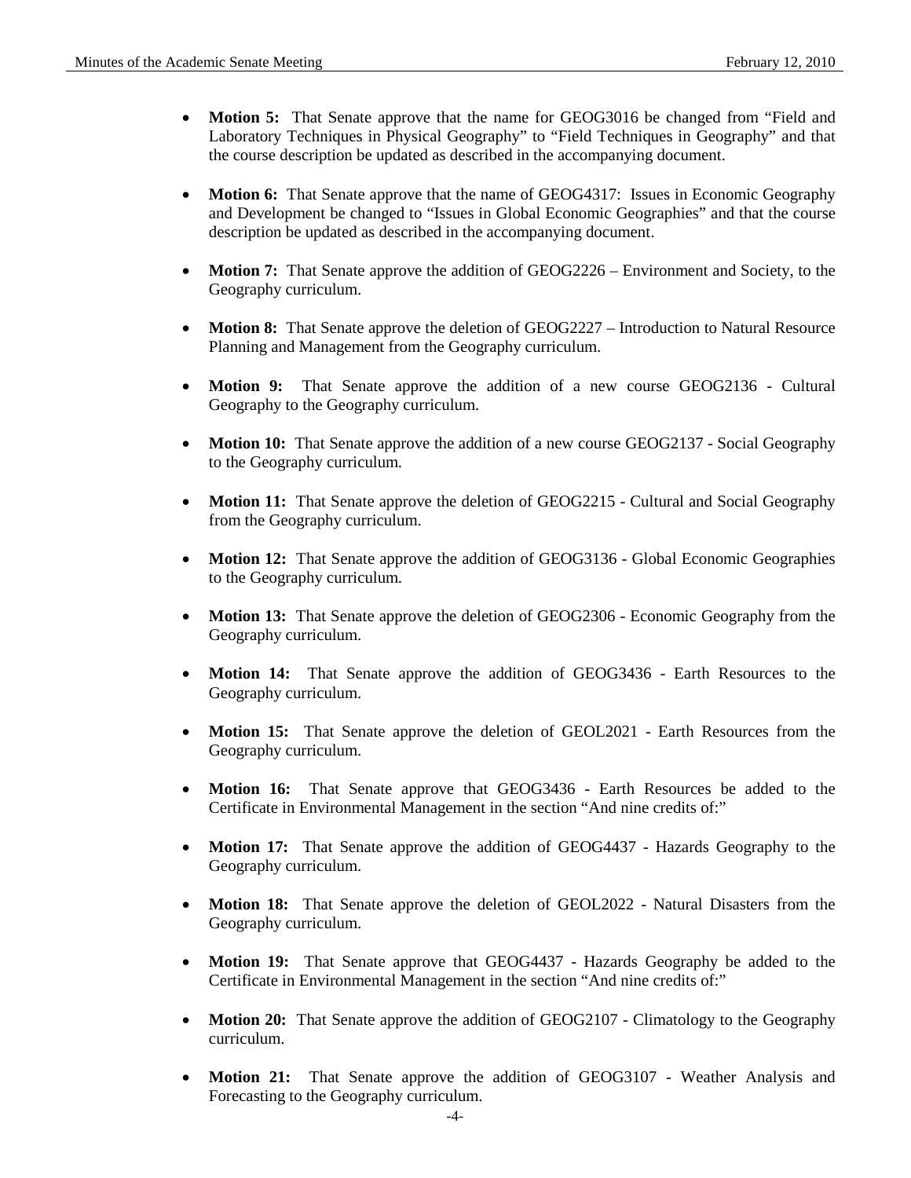- **Motion 5:** That Senate approve that the name for GEOG3016 be changed from "Field and Laboratory Techniques in Physical Geography" to "Field Techniques in Geography" and that the course description be updated as described in the accompanying document.

- **Motion 6:** That Senate approve that the name of GEOG4317: Issues in Economic Geography and Development be changed to "Issues in Global Economic Geographies" and that the course description be updated as described in the accompanying document.

- **Motion 7:** That Senate approve the addition of GEOG2226 – Environment and Society, to the Geography curriculum.

- **Motion 8:** That Senate approve the deletion of GEOG2227 – Introduction to Natural Resource Planning and Management from the Geography curriculum.

- **Motion 9:** That Senate approve the addition of a new course GEOG2136 - Cultural Geography to the Geography curriculum.

- **Motion 10:** That Senate approve the addition of a new course GEOG2137 - Social Geography to the Geography curriculum.

- **Motion 11:** That Senate approve the deletion of GEOG2215 - Cultural and Social Geography from the Geography curriculum.

- **Motion 12:** That Senate approve the addition of GEOG3136 - Global Economic Geographies to the Geography curriculum.

- **Motion 13:** That Senate approve the deletion of GEOG2306 - Economic Geography from the Geography curriculum.

- **Motion 14:** That Senate approve the addition of GEOG3436 - Earth Resources to the Geography curriculum.

- **Motion 15:** That Senate approve the deletion of GEOL2021 - Earth Resources from the Geography curriculum.

- **Motion 16:** That Senate approve that GEOG3436 - Earth Resources be added to the Certificate in Environmental Management in the section "And nine credits of:"

- **Motion 17:** That Senate approve the addition of GEOG4437 - Hazards Geography to the Geography curriculum.

- **Motion 18:** That Senate approve the deletion of GEOL2022 - Natural Disasters from the Geography curriculum.

- **Motion 19:** That Senate approve that GEOG4437 - Hazards Geography be added to the Certificate in Environmental Management in the section "And nine credits of:"

- **Motion 20:** That Senate approve the addition of GEOG2107 - Climatology to the Geography curriculum.

- **Motion 21:** That Senate approve the addition of GEOG3107 - Weather Analysis and Forecasting to the Geography curriculum.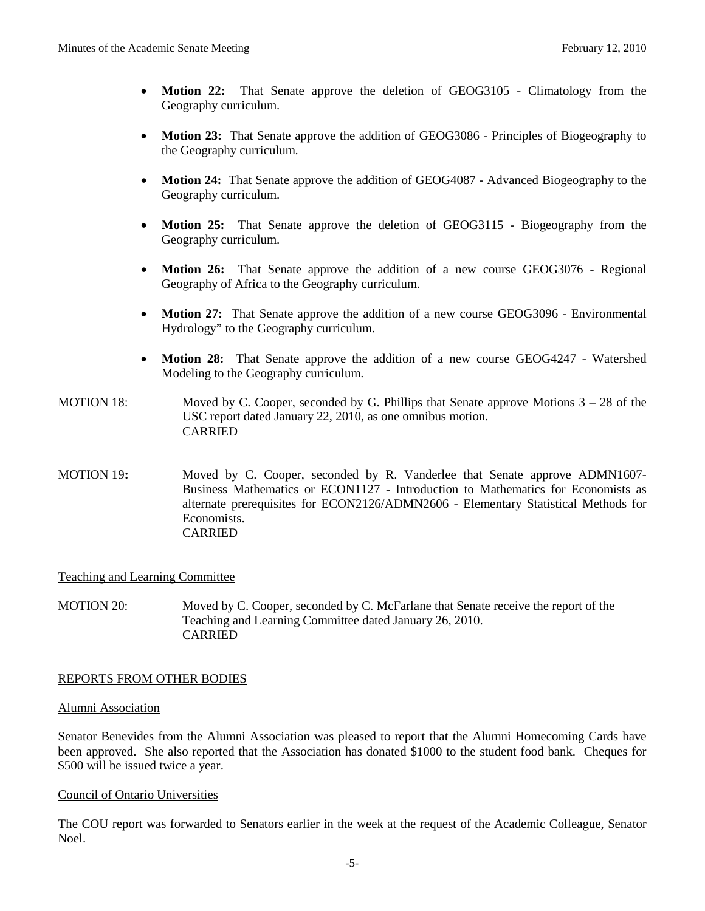- **Motion 22:** That Senate approve the deletion of GEOG3105 - Climatology from the Geography curriculum.
- **Motion 23:** That Senate approve the addition of GEOG3086 - Principles of Biogeography to the Geography curriculum.
- **Motion 24:** That Senate approve the addition of GEOG4087 - Advanced Biogeography to the Geography curriculum.
- **Motion 25:** That Senate approve the deletion of GEOG3115 - Biogeography from the Geography curriculum.
- **Motion 26:** That Senate approve the addition of a new course GEOG3076 - Regional Geography of Africa to the Geography curriculum.
- **Motion 27:** That Senate approve the addition of a new course GEOG3096 - Environmental Hydrology" to the Geography curriculum.
- **Motion 28:** That Senate approve the addition of a new course GEOG4247 - Watershed Modeling to the Geography curriculum.

MOTION 18: Moved by C. Cooper, seconded by G. Phillips that Senate approve Motions 3 – 28 of the USC report dated January 22, 2010, as one omnibus motion.
CARRIED

MOTION 19**:** Moved by C. Cooper, seconded by R. Vanderlee that Senate approve ADMN1607-Business Mathematics or ECON1127 - Introduction to Mathematics for Economists as alternate prerequisites for ECON2126/ADMN2606 - Elementary Statistical Methods for Economists.
CARRIED

Teaching and Learning Committee

MOTION 20: Moved by C. Cooper, seconded by C. McFarlane that Senate receive the report of the Teaching and Learning Committee dated January 26, 2010.
CARRIED

REPORTS FROM OTHER BODIES

Alumni Association

Senator Benevides from the Alumni Association was pleased to report that the Alumni Homecoming Cards have been approved. She also reported that the Association has donated $1000 to the student food bank. Cheques for $500 will be issued twice a year.

Council of Ontario Universities

The COU report was forwarded to Senators earlier in the week at the request of the Academic Colleague, Senator Noel.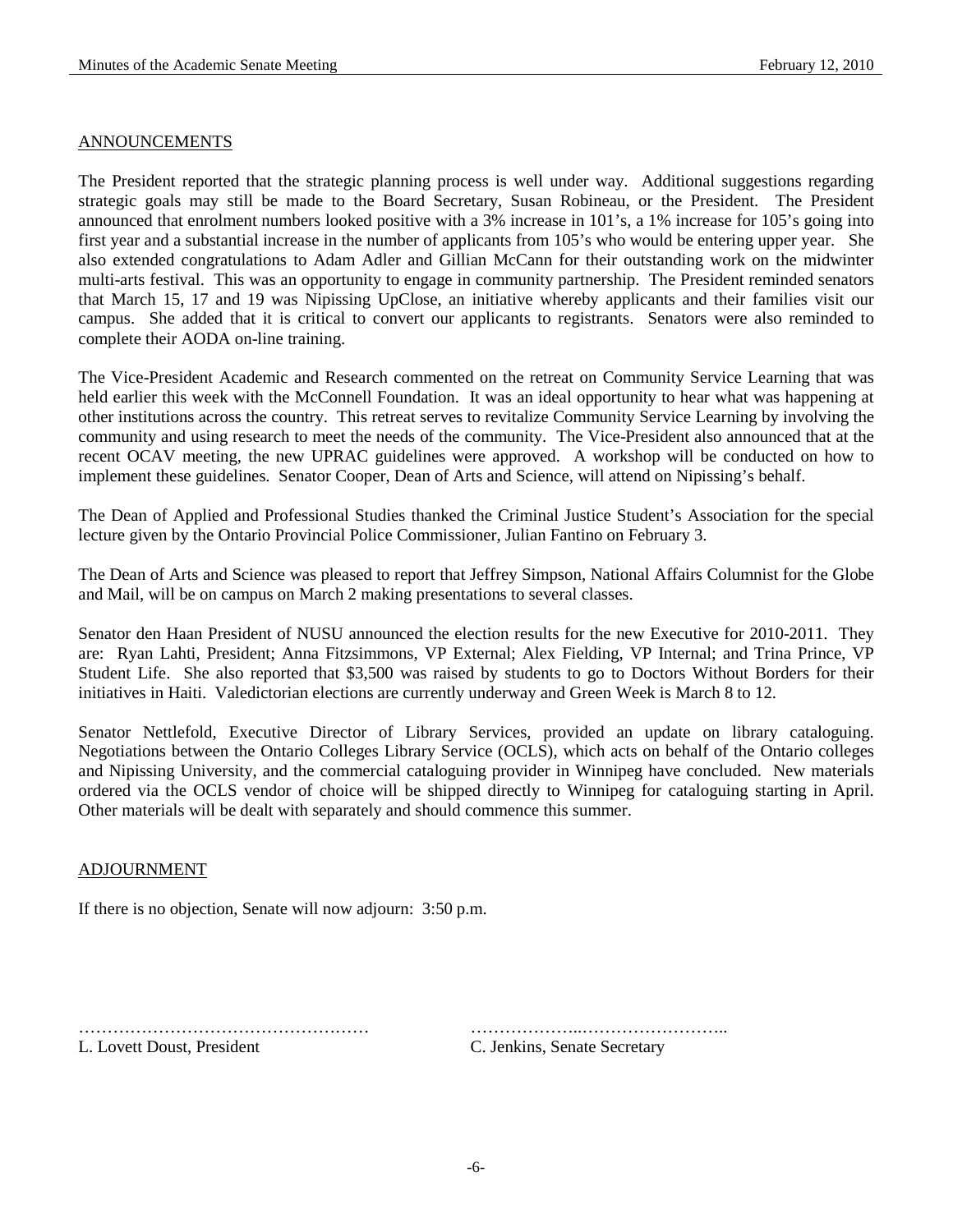## ANNOUNCEMENTS

The President reported that the strategic planning process is well under way. Additional suggestions regarding strategic goals may still be made to the Board Secretary, Susan Robineau, or the President. The President announced that enrolment numbers looked positive with a 3% increase in 101's, a 1% increase for 105's going into first year and a substantial increase in the number of applicants from 105's who would be entering upper year. She also extended congratulations to Adam Adler and Gillian McCann for their outstanding work on the midwinter multi-arts festival. This was an opportunity to engage in community partnership. The President reminded senators that March 15, 17 and 19 was Nipissing UpClose, an initiative whereby applicants and their families visit our campus. She added that it is critical to convert our applicants to registrants. Senators were also reminded to complete their AODA on-line training.

The Vice-President Academic and Research commented on the retreat on Community Service Learning that was held earlier this week with the McConnell Foundation. It was an ideal opportunity to hear what was happening at other institutions across the country. This retreat serves to revitalize Community Service Learning by involving the community and using research to meet the needs of the community. The Vice-President also announced that at the recent OCAV meeting, the new UPRAC guidelines were approved. A workshop will be conducted on how to implement these guidelines. Senator Cooper, Dean of Arts and Science, will attend on Nipissing's behalf.

The Dean of Applied and Professional Studies thanked the Criminal Justice Student's Association for the special lecture given by the Ontario Provincial Police Commissioner, Julian Fantino on February 3.

The Dean of Arts and Science was pleased to report that Jeffrey Simpson, National Affairs Columnist for the Globe and Mail, will be on campus on March 2 making presentations to several classes.

Senator den Haan President of NUSU announced the election results for the new Executive for 2010-2011. They are: Ryan Lahti, President; Anna Fitzsimmons, VP External; Alex Fielding, VP Internal; and Trina Prince, VP Student Life. She also reported that $3,500 was raised by students to go to Doctors Without Borders for their initiatives in Haiti. Valedictorian elections are currently underway and Green Week is March 8 to 12.

Senator Nettlefold, Executive Director of Library Services, provided an update on library cataloguing. Negotiations between the Ontario Colleges Library Service (OCLS), which acts on behalf of the Ontario colleges and Nipissing University, and the commercial cataloguing provider in Winnipeg have concluded. New materials ordered via the OCLS vendor of choice will be shipped directly to Winnipeg for cataloguing starting in April. Other materials will be dealt with separately and should commence this summer.

## ADJOURNMENT

If there is no objection, Senate will now adjourn: 3:50 p.m.

……………………………………………
L. Lovett Doust, President

………………..……………………..
C. Jenkins, Senate Secretary